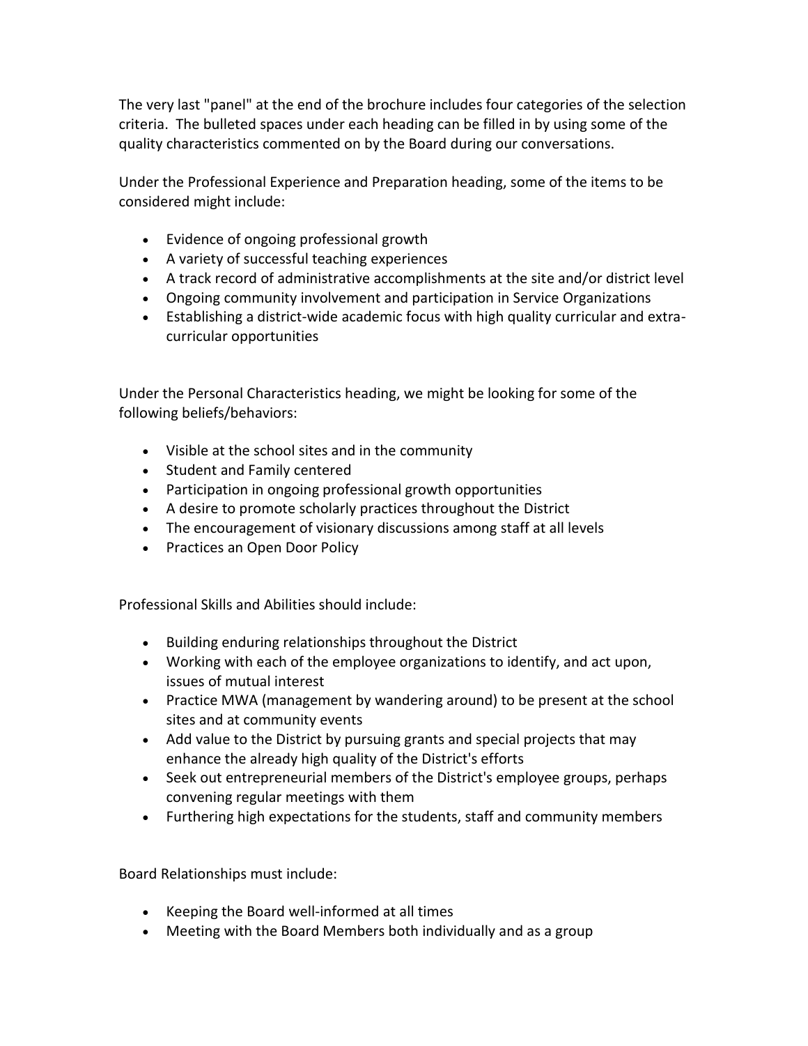The very last "panel" at the end of the brochure includes four categories of the selection criteria. The bulleted spaces under each heading can be filled in by using some of the quality characteristics commented on by the Board during our conversations.

Under the Professional Experience and Preparation heading, some of the items to be considered might include:

- Evidence of ongoing professional growth
- A variety of successful teaching experiences
- A track record of administrative accomplishments at the site and/or district level
- Ongoing community involvement and participation in Service Organizations
- Establishing a district-wide academic focus with high quality curricular and extra-curricular opportunities

Under the Personal Characteristics heading, we might be looking for some of the following beliefs/behaviors:

- Visible at the school sites and in the community
- Student and Family centered
- Participation in ongoing professional growth opportunities
- A desire to promote scholarly practices throughout the District
- The encouragement of visionary discussions among staff at all levels
- Practices an Open Door Policy

Professional Skills and Abilities should include:

- Building enduring relationships throughout the District
- Working with each of the employee organizations to identify, and act upon, issues of mutual interest
- Practice MWA (management by wandering around) to be present at the school sites and at community events
- Add value to the District by pursuing grants and special projects that may enhance the already high quality of the District's efforts
- Seek out entrepreneurial members of the District's employee groups, perhaps convening regular meetings with them
- Furthering high expectations for the students, staff and community members

Board Relationships must include:

- Keeping the Board well-informed at all times
- Meeting with the Board Members both individually and as a group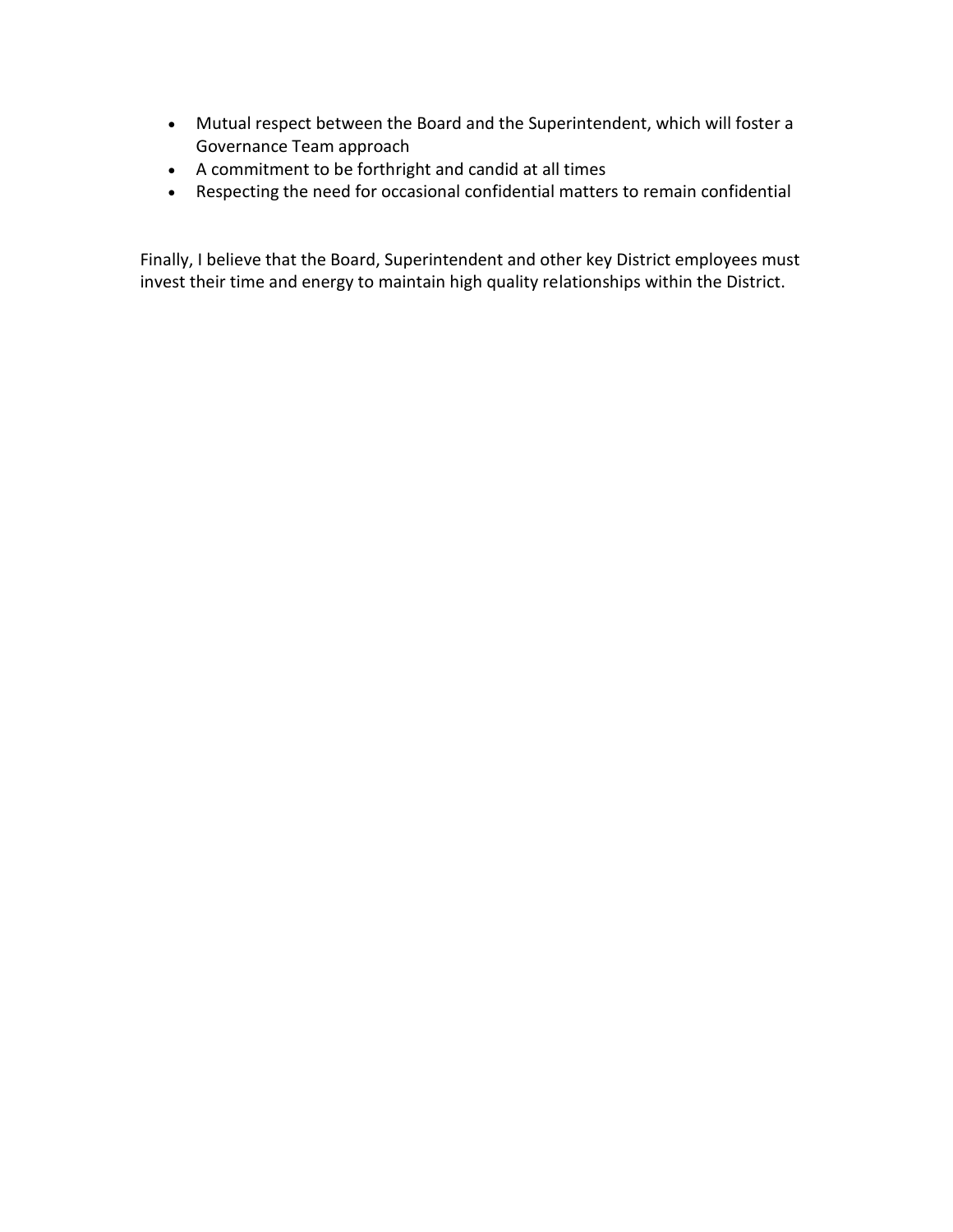- Mutual respect between the Board and the Superintendent, which will foster a Governance Team approach
- A commitment to be forthright and candid at all times
- Respecting the need for occasional confidential matters to remain confidential

Finally, I believe that the Board, Superintendent and other key District employees must invest their time and energy to maintain high quality relationships within the District.